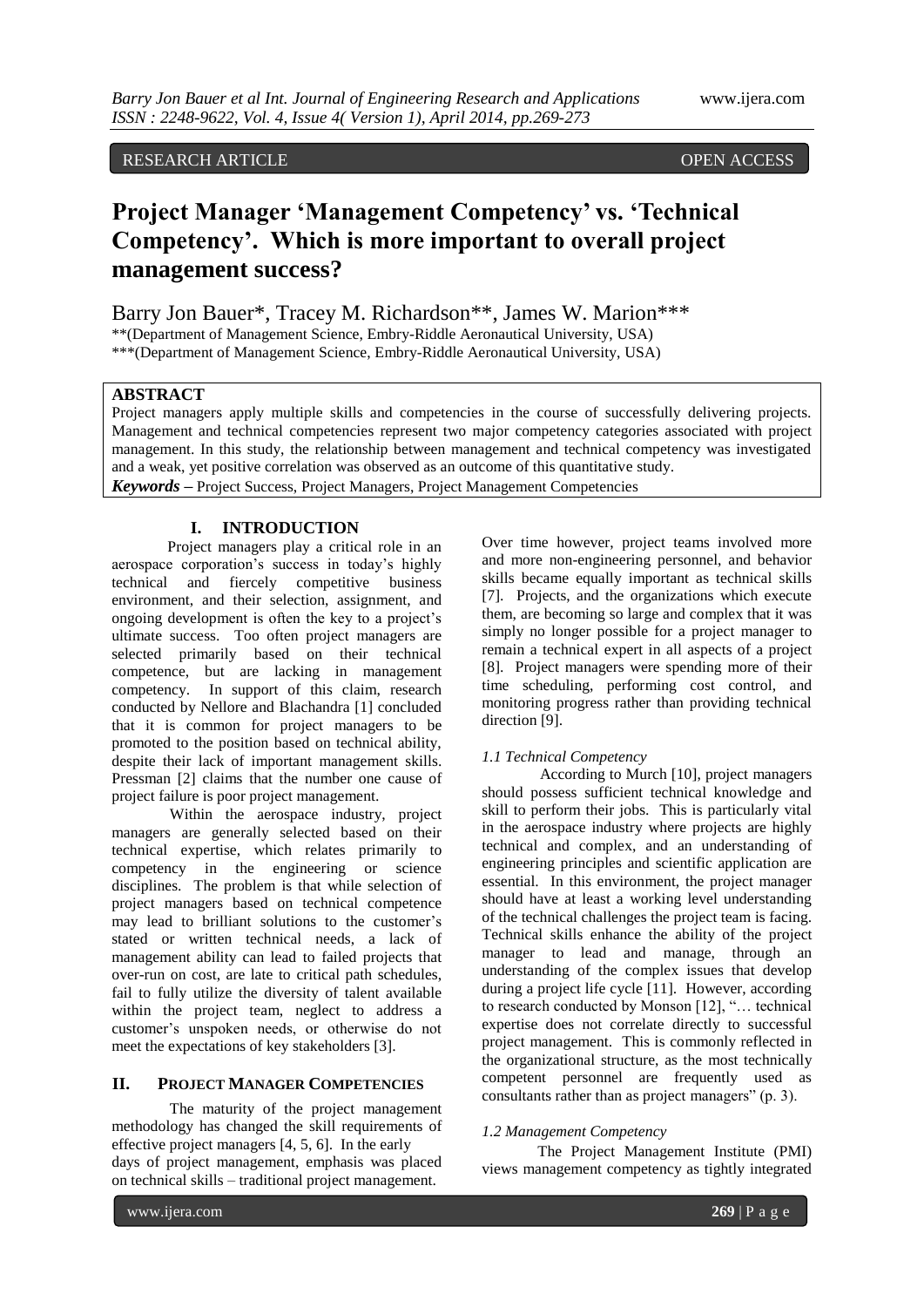RESEARCH ARTICLE OPEN ACCESS

# Project Manager 'Management Competency' vs. 'Technical Competency'. Which is more important to overall project management success?

Barry Jon Bauer*, Tracey M. Richardson**, James W. Marion***

**(Department of Management Science, Embry-Riddle Aeronautical University, USA)
***(Department of Management Science, Embry-Riddle Aeronautical University, USA)

## ABSTRACT

Project managers apply multiple skills and competencies in the course of successfully delivering projects. Management and technical competencies represent two major competency categories associated with project management. In this study, the relationship between management and technical competency was investigated and a weak, yet positive correlation was observed as an outcome of this quantitative study.

***Keywords*** – Project Success, Project Managers, Project Management Competencies

## I. INTRODUCTION

Project managers play a critical role in an aerospace corporation's success in today's highly technical and fiercely competitive business environment, and their selection, assignment, and ongoing development is often the key to a project's ultimate success. Too often project managers are selected primarily based on their technical competence, but are lacking in management competency. In support of this claim, research conducted by Nellore and Blachandra [1] concluded that it is common for project managers to be promoted to the position based on technical ability, despite their lack of important management skills. Pressman [2] claims that the number one cause of project failure is poor project management.

Within the aerospace industry, project managers are generally selected based on their technical expertise, which relates primarily to competency in the engineering or science disciplines. The problem is that while selection of project managers based on technical competence may lead to brilliant solutions to the customer's stated or written technical needs, a lack of management ability can lead to failed projects that over-run on cost, are late to critical path schedules, fail to fully utilize the diversity of talent available within the project team, neglect to address a customer's unspoken needs, or otherwise do not meet the expectations of key stakeholders [3].

## II. PROJECT MANAGER COMPETENCIES

The maturity of the project management methodology has changed the skill requirements of effective project managers [4, 5, 6]. In the early days of project management, emphasis was placed on technical skills – traditional project management. Over time however, project teams involved more and more non-engineering personnel, and behavior skills became equally important as technical skills [7]. Projects, and the organizations which execute them, are becoming so large and complex that it was simply no longer possible for a project manager to remain a technical expert in all aspects of a project [8]. Project managers were spending more of their time scheduling, performing cost control, and monitoring progress rather than providing technical direction [9].

### *1.1 Technical Competency*

According to Murch [10], project managers should possess sufficient technical knowledge and skill to perform their jobs. This is particularly vital in the aerospace industry where projects are highly technical and complex, and an understanding of engineering principles and scientific application are essential. In this environment, the project manager should have at least a working level understanding of the technical challenges the project team is facing. Technical skills enhance the ability of the project manager to lead and manage, through an understanding of the complex issues that develop during a project life cycle [11]. However, according to research conducted by Monson [12], "… technical expertise does not correlate directly to successful project management. This is commonly reflected in the organizational structure, as the most technically competent personnel are frequently used as consultants rather than as project managers" (p. 3).

### *1.2 Management Competency*

The Project Management Institute (PMI) views management competency as tightly integrated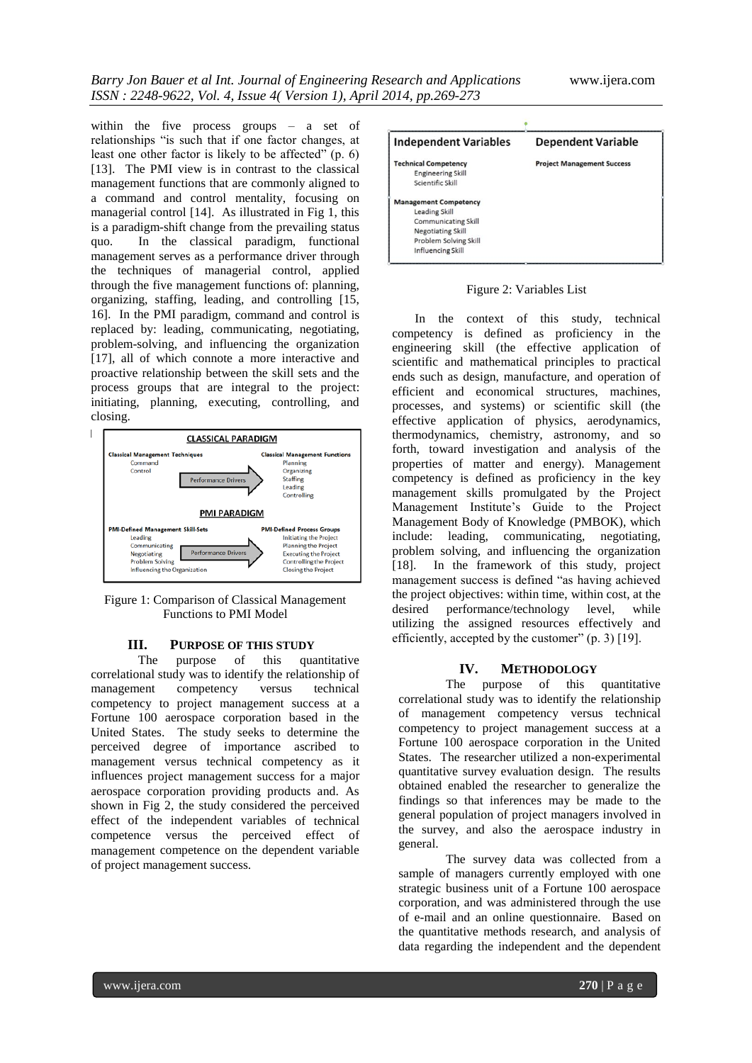within the five process groups – a set of relationships "is such that if one factor changes, at least one other factor is likely to be affected" (p. 6) [13]. The PMI view is in contrast to the classical management functions that are commonly aligned to a command and control mentality, focusing on managerial control [14]. As illustrated in Fig 1, this is a paradigm-shift change from the prevailing status quo. In the classical paradigm, functional management serves as a performance driver through the techniques of managerial control, applied through the five management functions of: planning, organizing, staffing, leading, and controlling [15, 16]. In the PMI paradigm, command and control is replaced by: leading, communicating, negotiating, problem-solving, and influencing the organization [17], all of which connote a more interactive and proactive relationship between the skill sets and the process groups that are integral to the project: initiating, planning, executing, controlling, and closing.

**CLASSICAL PARADIGM**

| Classical Management Techniques | | Classical Management Functions |
|---|---|---|
| Command<br>Control | Performance Drivers → | Planning<br>Organizing<br>Staffing<br>Leading<br>Controlling |

**PMI PARADIGM**

| PMI-Defined Management Skill-Sets | | PMI-Defined Process Groups |
|---|---|---|
| Leading<br>Communicating<br>Negotiating<br>Problem Solving<br>Influencing the Organization | Performance Drivers → | Initiating the Project<br>Planning the Project<br>Executing the Project<br>Controlling the Project<br>Closing the Project |

Figure 1: Comparison of Classical Management Functions to PMI Model

## III. Purpose of this Study

The purpose of this quantitative correlational study was to identify the relationship of management competency versus technical competency to project management success at a Fortune 100 aerospace corporation based in the United States. The study seeks to determine the perceived degree of importance ascribed to management versus technical competency as it influences project management success for a major aerospace corporation providing products and. As shown in Fig 2, the study considered the perceived effect of the independent variables of technical competence versus the perceived effect of management competence on the dependent variable of project management success.

| Independent Variables | Dependent Variable |
|---|---|
| **Technical Competency**<br>Engineering Skill<br>Scientific Skill | **Project Management Success** |
| **Management Competency**<br>Leading Skill<br>Communicating Skill<br>Negotiating Skill<br>Problem Solving Skill<br>Influencing Skill | |

Figure 2: Variables List

In the context of this study, technical competency is defined as proficiency in the engineering skill (the effective application of scientific and mathematical principles to practical ends such as design, manufacture, and operation of efficient and economical structures, machines, processes, and systems) or scientific skill (the effective application of physics, aerodynamics, thermodynamics, chemistry, astronomy, and so forth, toward investigation and analysis of the properties of matter and energy). Management competency is defined as proficiency in the key management skills promulgated by the Project Management Institute's Guide to the Project Management Body of Knowledge (PMBOK), which include: leading, communicating, negotiating, problem solving, and influencing the organization [18]. In the framework of this study, project management success is defined "as having achieved the project objectives: within time, within cost, at the desired performance/technology level, while utilizing the assigned resources effectively and efficiently, accepted by the customer" (p. 3) [19].

## IV. Methodology

The purpose of this quantitative correlational study was to identify the relationship of management competency versus technical competency to project management success at a Fortune 100 aerospace corporation in the United States. The researcher utilized a non-experimental quantitative survey evaluation design. The results obtained enabled the researcher to generalize the findings so that inferences may be made to the general population of project managers involved in the survey, and also the aerospace industry in general.

The survey data was collected from a sample of managers currently employed with one strategic business unit of a Fortune 100 aerospace corporation, and was administered through the use of e-mail and an online questionnaire. Based on the quantitative methods research, and analysis of data regarding the independent and the dependent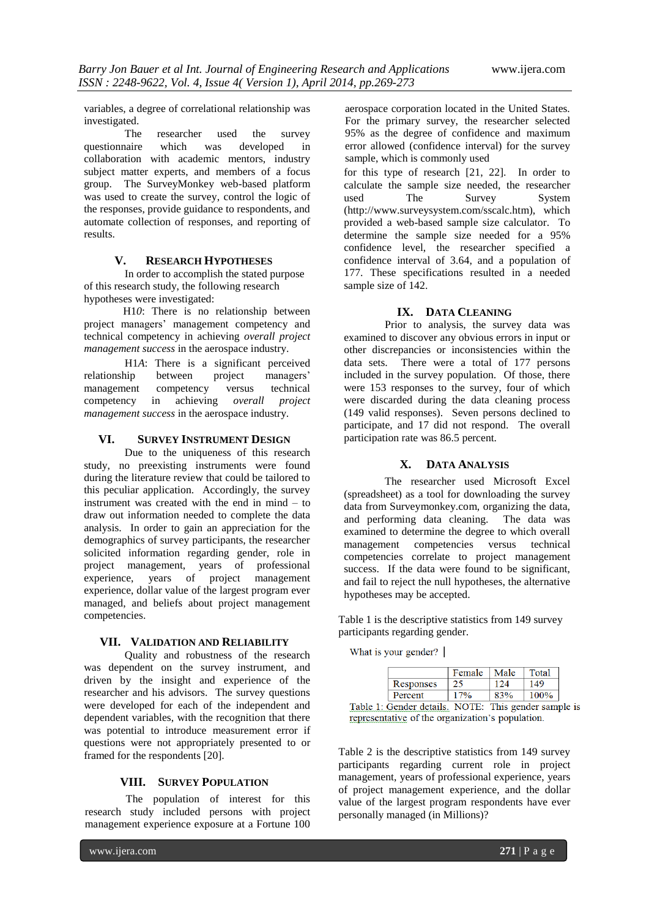variables, a degree of correlational relationship was investigated.

The researcher used the survey questionnaire which was developed in collaboration with academic mentors, industry subject matter experts, and members of a focus group. The SurveyMonkey web-based platform was used to create the survey, control the logic of the responses, provide guidance to respondents, and automate collection of responses, and reporting of results.

## V. Research Hypotheses

In order to accomplish the stated purpose of this research study, the following research hypotheses were investigated:

H1*0*: There is no relationship between project managers' management competency and technical competency in achieving *overall project management success* in the aerospace industry.

H1*A*: There is a significant perceived relationship between project managers' management competency versus technical competency in achieving *overall project management success* in the aerospace industry.

## VI. Survey Instrument Design

Due to the uniqueness of this research study, no preexisting instruments were found during the literature review that could be tailored to this peculiar application. Accordingly, the survey instrument was created with the end in mind – to draw out information needed to complete the data analysis. In order to gain an appreciation for the demographics of survey participants, the researcher solicited information regarding gender, role in project management, years of professional experience, years of project management experience, dollar value of the largest program ever managed, and beliefs about project management competencies.

## VII. Validation and Reliability

Quality and robustness of the research was dependent on the survey instrument, and driven by the insight and experience of the researcher and his advisors. The survey questions were developed for each of the independent and dependent variables, with the recognition that there was potential to introduce measurement error if questions were not appropriately presented to or framed for the respondents [20].

## VIII. Survey Population

The population of interest for this research study included persons with project management experience exposure at a Fortune 100 aerospace corporation located in the United States. For the primary survey, the researcher selected 95% as the degree of confidence and maximum error allowed (confidence interval) for the survey sample, which is commonly used for this type of research [21, 22]. In order to calculate the sample size needed, the researcher used The Survey System (http://www.surveysystem.com/sscalc.htm), which provided a web-based sample size calculator. To determine the sample size needed for a 95% confidence level, the researcher specified a confidence interval of 3.64, and a population of 177. These specifications resulted in a needed sample size of 142.

## IX. Data Cleaning

Prior to analysis, the survey data was examined to discover any obvious errors in input or other discrepancies or inconsistencies within the data sets. There were a total of 177 persons included in the survey population. Of those, there were 153 responses to the survey, four of which were discarded during the data cleaning process (149 valid responses). Seven persons declined to participate, and 17 did not respond. The overall participation rate was 86.5 percent.

## X. Data Analysis

The researcher used Microsoft Excel (spreadsheet) as a tool for downloading the survey data from Surveymonkey.com, organizing the data, and performing data cleaning. The data was examined to determine the degree to which overall management competencies versus technical competencies correlate to project management success. If the data were found to be significant, and fail to reject the null hypotheses, the alternative hypotheses may be accepted.

Table 1 is the descriptive statistics from 149 survey participants regarding gender.

What is your gender?

| | Female | Male | Total |
|---|---|---|---|
| Responses | 25 | 124 | 149 |
| Percent | 17% | 83% | 100% |

Table 1: Gender details. NOTE: This gender sample is representative of the organization's population.

Table 2 is the descriptive statistics from 149 survey participants regarding current role in project management, years of professional experience, years of project management experience, and the dollar value of the largest program respondents have ever personally managed (in Millions)?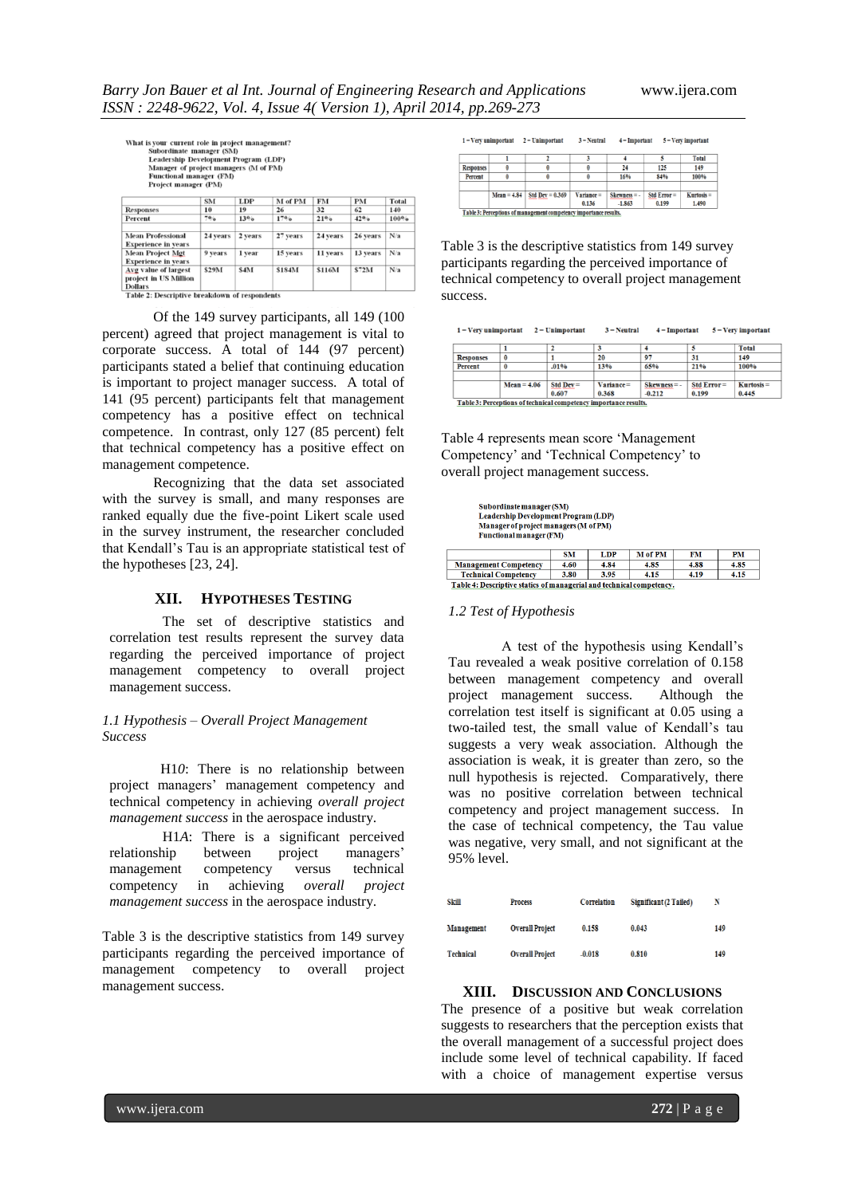What is your current role in project management?
Subordinate manager (SM)
Leadership Development Program (LDP)
Manager of project managers (M of PM)
Functional manager (FM)
Project manager (PM)

| | SM | LDP | M of PM | FM | PM | Total |
|---|---|---|---|---|---|---|
| Responses | 10 | 19 | 26 | 32 | 62 | 140 |
| Percent | 7% | 13% | 17% | 21% | 42% | 100% |
| | | | | | | |
| Mean Professional Experience in years | 24 years | 2 years | 27 years | 24 years | 26 years | N/a |
| Mean Project Mgt Experience in years | 9 years | 1 year | 15 years | 11 years | 13 years | N/a |
| Avg value of largest project in US Million Dollars | $29M | $4M | $184M | $116M | $72M | N/a |

Table 2: Descriptive breakdown of respondents

Of the 149 survey participants, all 149 (100 percent) agreed that project management is vital to corporate success. A total of 144 (97 percent) participants stated a belief that continuing education is important to project manager success. A total of 141 (95 percent) participants felt that management competency has a positive effect on technical competence. In contrast, only 127 (85 percent) felt that technical competency has a positive effect on management competence.

Recognizing that the data set associated with the survey is small, and many responses are ranked equally due the five-point Likert scale used in the survey instrument, the researcher concluded that Kendall's Tau is an appropriate statistical test of the hypotheses [23, 24].

## XII. HYPOTHESES TESTING

The set of descriptive statistics and correlation test results represent the survey data regarding the perceived importance of project management competency to overall project management success.

### *1.1 Hypothesis – Overall Project Management Success*

H1*0*: There is no relationship between project managers' management competency and technical competency in achieving *overall project management success* in the aerospace industry.

H1*A*: There is a significant perceived relationship between project managers' management competency versus technical competency in achieving *overall project management success* in the aerospace industry.

Table 3 is the descriptive statistics from 149 survey participants regarding the perceived importance of management competency to overall project management success.

1 = Very unimportant  2 = Unimportant  3 = Neutral  4 = Important  5 = Very important

| | 1 | 2 | 3 | 4 | 5 | Total |
|---|---|---|---|---|---|---|
| Responses | 0 | 0 | 0 | 24 | 125 | 149 |
| Percent | 0 | 0 | 0 | 16% | 84% | 100% |
| | | | | | | |
| | Mean = 4.84 | Std Dev = 0.369 | Variance = 0.136 | Skewness = -1.863 | Std Error = 0.199 | Kurtosis = 1.490 |

Table 3: Perceptions of management competency importance results.

Table 3 is the descriptive statistics from 149 survey participants regarding the perceived importance of technical competency to overall project management success.

1 = Very unimportant  2 = Unimportant  3 = Neutral  4 = Important  5 = Very important

| | 1 | 2 | 3 | 4 | 5 | Total |
|---|---|---|---|---|---|---|
| Responses | 0 | 1 | 20 | 97 | 31 | 149 |
| Percent | 0 | .01% | 13% | 65% | 21% | 100% |
| | | | | | | |
| | Mean = 4.06 | Std Dev = 0.607 | Variance = 0.368 | Skewness = -0.212 | Std Error = 0.199 | Kurtosis = 0.445 |

Table 3: Perceptions of technical competency importance results.

Table 4 represents mean score 'Management Competency' and 'Technical Competency' to overall project management success.

Subordinate manager (SM)
Leadership Development Program (LDP)
Manager of project managers (M of PM)
Functional manager (FM)

| | SM | LDP | M of PM | FM | PM |
|---|---|---|---|---|---|
| Management Competency | 4.60 | 4.84 | 4.85 | 4.88 | 4.85 |
| Technical Competency | 3.80 | 3.95 | 4.15 | 4.19 | 4.15 |

Table 4: Descriptive statics of managerial and technical competency.

### *1.2 Test of Hypothesis*

A test of the hypothesis using Kendall's Tau revealed a weak positive correlation of 0.158 between management competency and overall project management success. Although the correlation test itself is significant at 0.05 using a two-tailed test, the small value of Kendall's tau suggests a very weak association. Although the association is weak, it is greater than zero, so the null hypothesis is rejected. Comparatively, there was no positive correlation between technical competency and project management success. In the case of technical competency, the Tau value was negative, very small, and not significant at the 95% level.

| Skill | Process | Correlation | Significant (2 Tailed) | N |
|---|---|---|---|---|
| Management | Overall Project | 0.158 | 0.043 | 149 |
| Technical | Overall Project | -0.018 | 0.810 | 149 |

## XIII. DISCUSSION AND CONCLUSIONS

The presence of a positive but weak correlation suggests to researchers that the perception exists that the overall management of a successful project does include some level of technical capability. If faced with a choice of management expertise versus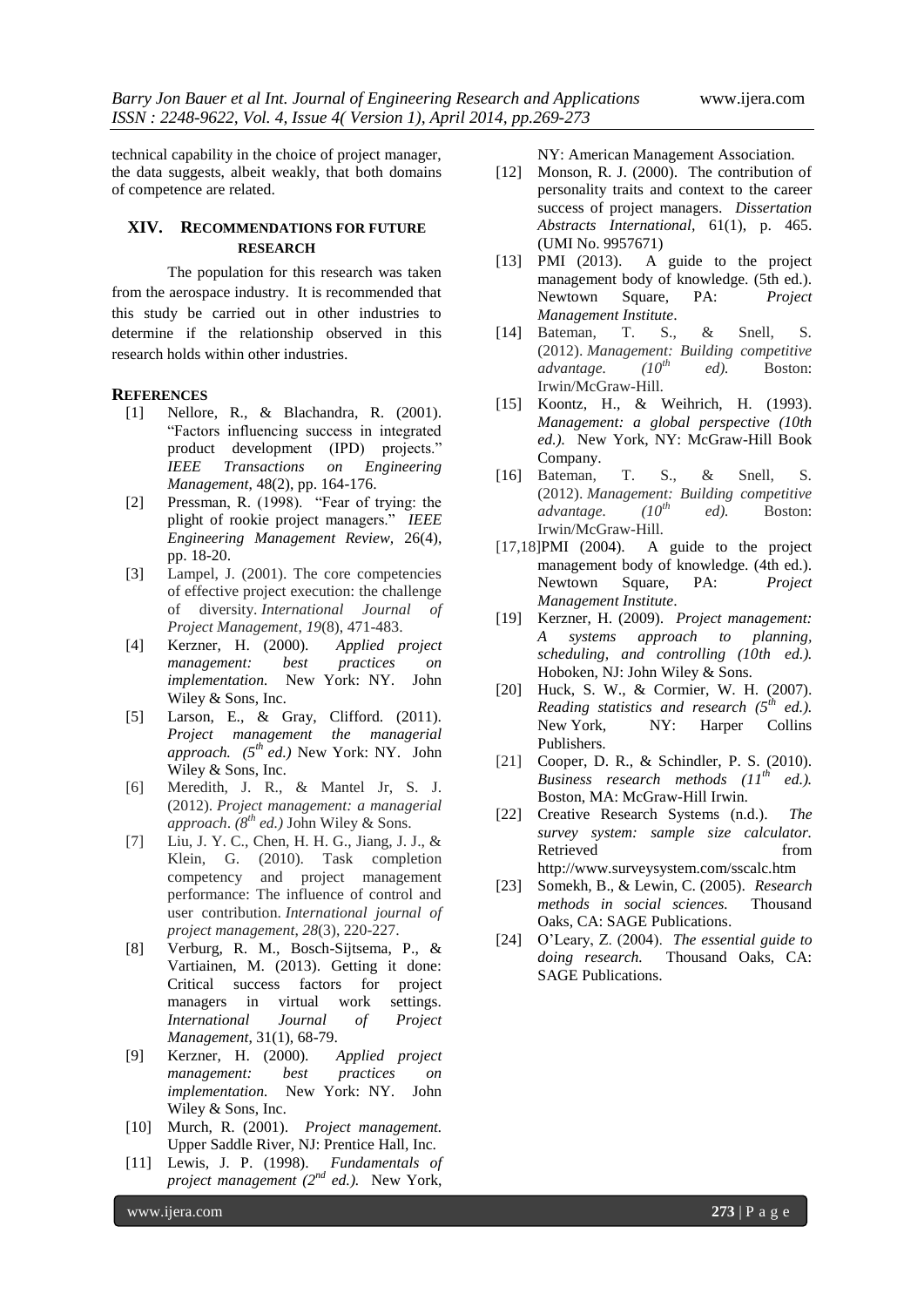technical capability in the choice of project manager, the data suggests, albeit weakly, that both domains of competence are related.

## XIV. Recommendations for Future Research

The population for this research was taken from the aerospace industry. It is recommended that this study be carried out in other industries to determine if the relationship observed in this research holds within other industries.

## References

[1] Nellore, R., & Blachandra, R. (2001). "Factors influencing success in integrated product development (IPD) projects." *IEEE Transactions on Engineering Management*, 48(2), pp. 164-176.

[2] Pressman, R. (1998). "Fear of trying: the plight of rookie project managers." *IEEE Engineering Management Review*, 26(4), pp. 18-20.

[3] Lampel, J. (2001). The core competencies of effective project execution: the challenge of diversity. *International Journal of Project Management*, *19*(8), 471-483.

[4] Kerzner, H. (2000). *Applied project management: best practices on implementation.* New York: NY. John Wiley & Sons, Inc.

[5] Larson, E., & Gray, Clifford. (2011). *Project management the managerial approach. (5th ed.)* New York: NY. John Wiley & Sons, Inc.

[6] Meredith, J. R., & Mantel Jr, S. J. (2012). *Project management: a managerial approach*. *(8th ed.)* John Wiley & Sons.

[7] Liu, J. Y. C., Chen, H. H. G., Jiang, J. J., & Klein, G. (2010). Task completion competency and project management performance: The influence of control and user contribution. *International journal of project management*, *28*(3), 220-227.

[8] Verburg, R. M., Bosch-Sijtsema, P., & Vartiainen, M. (2013). Getting it done: Critical success factors for project managers in virtual work settings. *International Journal of Project Management*, 31(1), 68-79.

[9] Kerzner, H. (2000). *Applied project management: best practices on implementation.* New York: NY. John Wiley & Sons, Inc.

[10] Murch, R. (2001). *Project management.* Upper Saddle River, NJ: Prentice Hall, Inc.

[11] Lewis, J. P. (1998). *Fundamentals of project management (2nd ed.).* New York, NY: American Management Association.

[12] Monson, R. J. (2000). The contribution of personality traits and context to the career success of project managers. *Dissertation Abstracts International*, 61(1), p. 465. (UMI No. 9957671)

[13] PMI (2013). A guide to the project management body of knowledge. (5th ed.). Newtown Square, PA: *Project Management Institute*.

[14] Bateman, T. S., & Snell, S. (2012). *Management: Building competitive advantage. (10th ed).* Boston: Irwin/McGraw-Hill.

[15] Koontz, H., & Weihrich, H. (1993). *Management: a global perspective (10th ed.).* New York, NY: McGraw-Hill Book Company.

[16] Bateman, T. S., & Snell, S. (2012). *Management: Building competitive advantage. (10th ed).* Boston: Irwin/McGraw-Hill.

[17,18]PMI (2004). A guide to the project management body of knowledge. (4th ed.). Newtown Square, PA: *Project Management Institute*.

[19] Kerzner, H. (2009). *Project management: A systems approach to planning, scheduling, and controlling (10th ed.).* Hoboken, NJ: John Wiley & Sons.

[20] Huck, S. W., & Cormier, W. H. (2007). *Reading statistics and research (5th ed.).* New York, NY: Harper Collins Publishers.

[21] Cooper, D. R., & Schindler, P. S. (2010). *Business research methods (11th ed.).* Boston, MA: McGraw-Hill Irwin.

[22] Creative Research Systems (n.d.). *The survey system: sample size calculator.* Retrieved from http://www.surveysystem.com/sscalc.htm

[23] Somekh, B., & Lewin, C. (2005). *Research methods in social sciences.* Thousand Oaks, CA: SAGE Publications.

[24] O'Leary, Z. (2004). *The essential guide to doing research.* Thousand Oaks, CA: SAGE Publications.